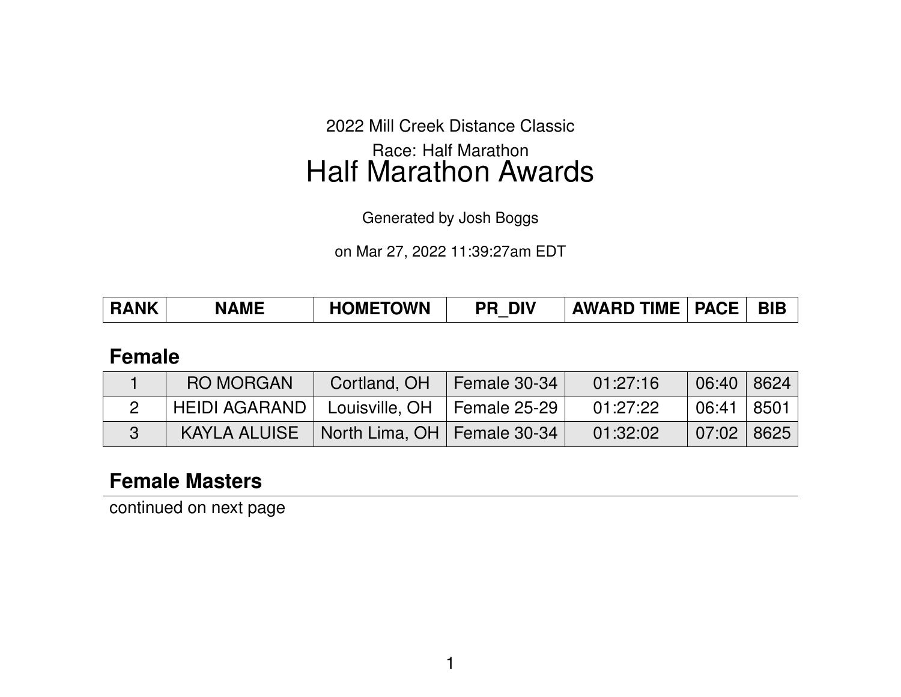2022 Mill Creek Distance Classic

Race: Half Marathon

# Half Marathon Awards

Generated by Josh Boggs

on Mar 27, 2022 11:39:27am EDT

| RANK | NAME | HOMETOWN | PR_DIV | AWARD TIME | PACE | BIB |
|---|---|---|---|---|---|---|

## Female

| RANK | NAME | HOMETOWN | PR_DIV | AWARD TIME | PACE | BIB |
|---|---|---|---|---|---|---|
| 1 | RO MORGAN | Cortland, OH | Female 30-34 | 01:27:16 | 06:40 | 8624 |
| 2 | HEIDI AGARAND | Louisville, OH | Female 25-29 | 01:27:22 | 06:41 | 8501 |
| 3 | KAYLA ALUISE | North Lima, OH | Female 30-34 | 01:32:02 | 07:02 | 8625 |

## Female Masters

continued on next page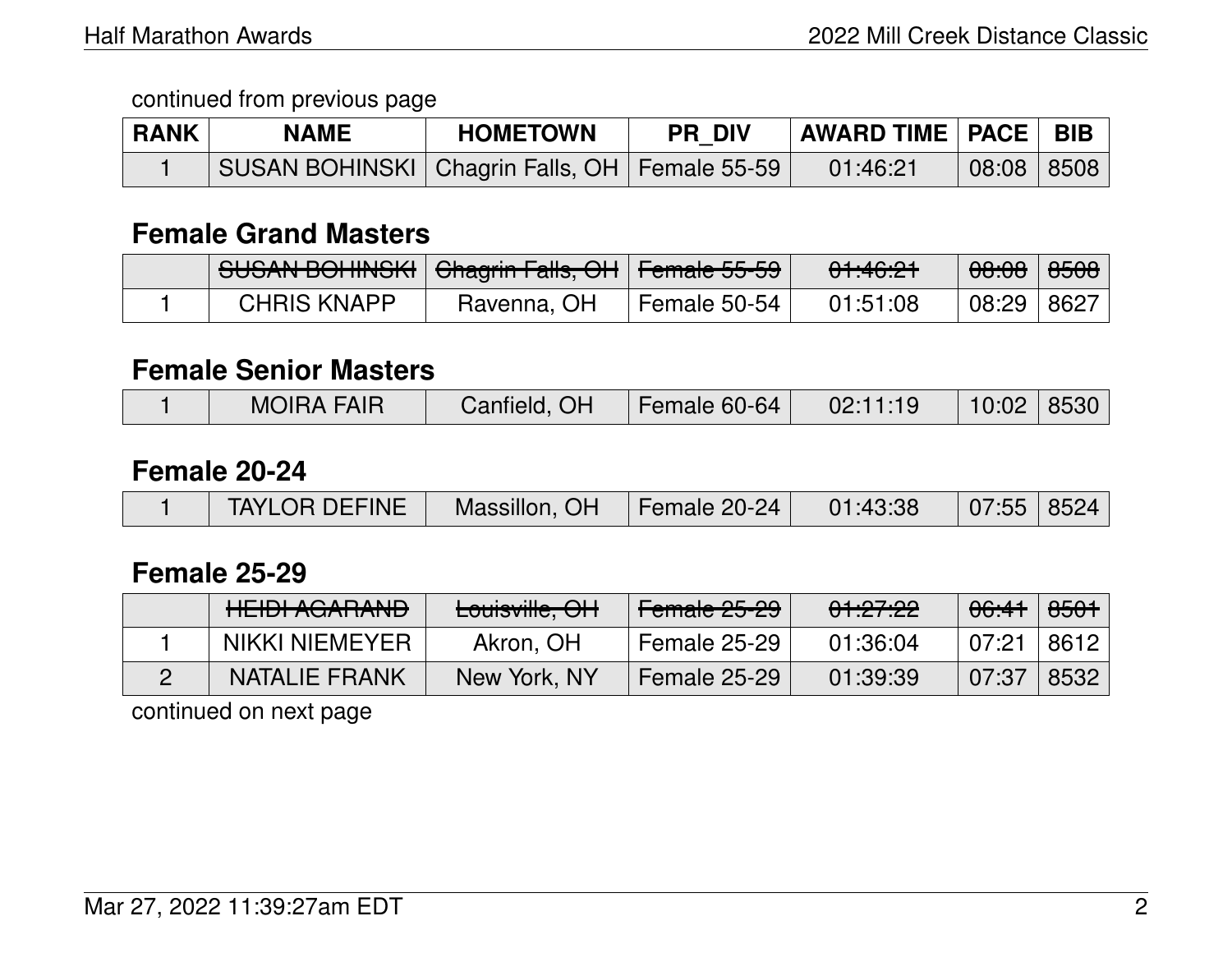continued from previous page

| RANK | NAME | HOMETOWN | PR_DIV | AWARD TIME | PACE | BIB |
|---|---|---|---|---|---|---|
| 1 | SUSAN BOHINSKI | Chagrin Falls, OH | Female 55-59 | 01:46:21 | 08:08 | 8508 |

## Female Grand Masters

| RANK | NAME | HOMETOWN | PR_DIV | AWARD TIME | PACE | BIB |
|---|---|---|---|---|---|---|
| | ~~SUSAN BOHINSKI~~ | ~~Chagrin Falls, OH~~ | ~~Female 55-59~~ | ~~01:46:21~~ | ~~08:08~~ | ~~8508~~ |
| 1 | CHRIS KNAPP | Ravenna, OH | Female 50-54 | 01:51:08 | 08:29 | 8627 |

## Female Senior Masters

| RANK | NAME | HOMETOWN | PR_DIV | AWARD TIME | PACE | BIB |
|---|---|---|---|---|---|---|
| 1 | MOIRA FAIR | Canfield, OH | Female 60-64 | 02:11:19 | 10:02 | 8530 |

## Female 20-24

| RANK | NAME | HOMETOWN | PR_DIV | AWARD TIME | PACE | BIB |
|---|---|---|---|---|---|---|
| 1 | TAYLOR DEFINE | Massillon, OH | Female 20-24 | 01:43:38 | 07:55 | 8524 |

## Female 25-29

| RANK | NAME | HOMETOWN | PR_DIV | AWARD TIME | PACE | BIB |
|---|---|---|---|---|---|---|
| | ~~HEIDI AGARAND~~ | ~~Louisville, OH~~ | ~~Female 25-29~~ | ~~01:27:22~~ | ~~06:41~~ | ~~8501~~ |
| 1 | NIKKI NIEMEYER | Akron, OH | Female 25-29 | 01:36:04 | 07:21 | 8612 |
| 2 | NATALIE FRANK | New York, NY | Female 25-29 | 01:39:39 | 07:37 | 8532 |

continued on next page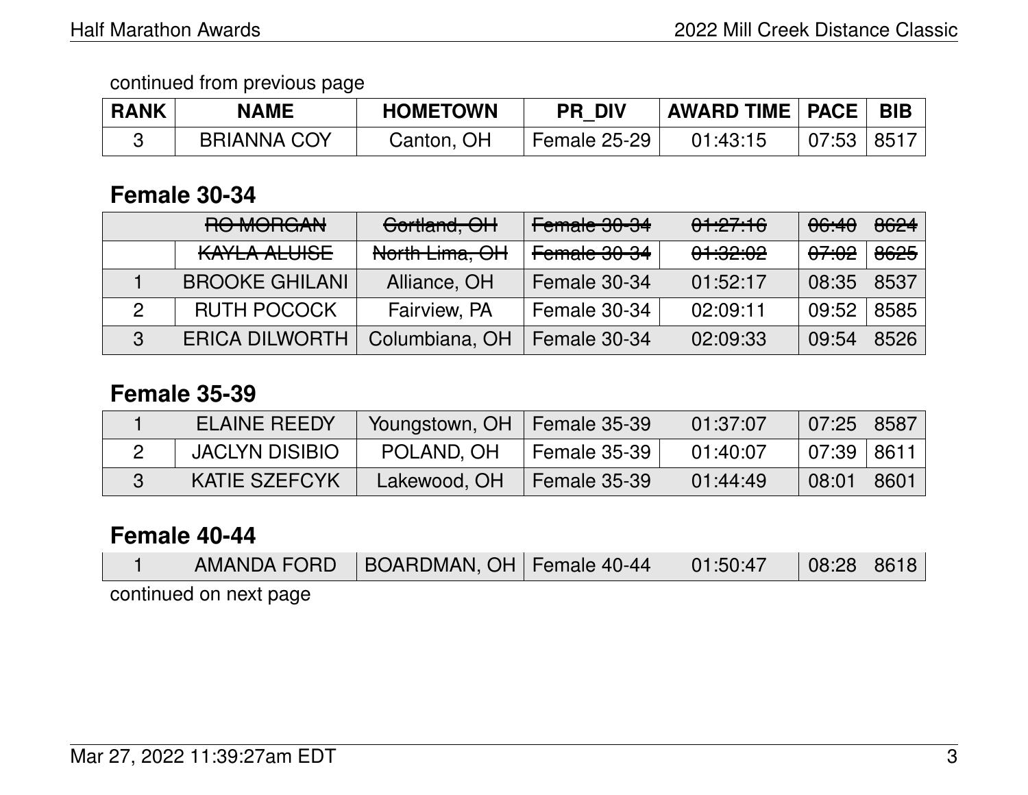continued from previous page

| RANK | NAME | HOMETOWN | PR_DIV | AWARD TIME | PACE | BIB |
|---|---|---|---|---|---|---|
| 3 | BRIANNA COY | Canton, OH | Female 25-29 | 01:43:15 | 07:53 | 8517 |

## Female 30-34

| RANK | NAME | HOMETOWN | PR_DIV | AWARD TIME | PACE | BIB |
|---|---|---|---|---|---|---|
| | ~~RO MORGAN~~ | ~~Cortland, OH~~ | ~~Female 30-34~~ | ~~01:27:16~~ | ~~06:40~~ | ~~8624~~ |
| | ~~KAYLA ALUISE~~ | ~~North Lima, OH~~ | ~~Female 30-34~~ | ~~01:32:02~~ | ~~07:02~~ | ~~8625~~ |
| 1 | BROOKE GHILANI | Alliance, OH | Female 30-34 | 01:52:17 | 08:35 | 8537 |
| 2 | RUTH POCOCK | Fairview, PA | Female 30-34 | 02:09:11 | 09:52 | 8585 |
| 3 | ERICA DILWORTH | Columbiana, OH | Female 30-34 | 02:09:33 | 09:54 | 8526 |

## Female 35-39

| RANK | NAME | HOMETOWN | PR_DIV | AWARD TIME | PACE | BIB |
|---|---|---|---|---|---|---|
| 1 | ELAINE REEDY | Youngstown, OH | Female 35-39 | 01:37:07 | 07:25 | 8587 |
| 2 | JACLYN DISIBIO | POLAND, OH | Female 35-39 | 01:40:07 | 07:39 | 8611 |
| 3 | KATIE SZEFCYK | Lakewood, OH | Female 35-39 | 01:44:49 | 08:01 | 8601 |

## Female 40-44

| RANK | NAME | HOMETOWN | PR_DIV | AWARD TIME | PACE | BIB |
|---|---|---|---|---|---|---|
| 1 | AMANDA FORD | BOARDMAN, OH | Female 40-44 | 01:50:47 | 08:28 | 8618 |

continued on next page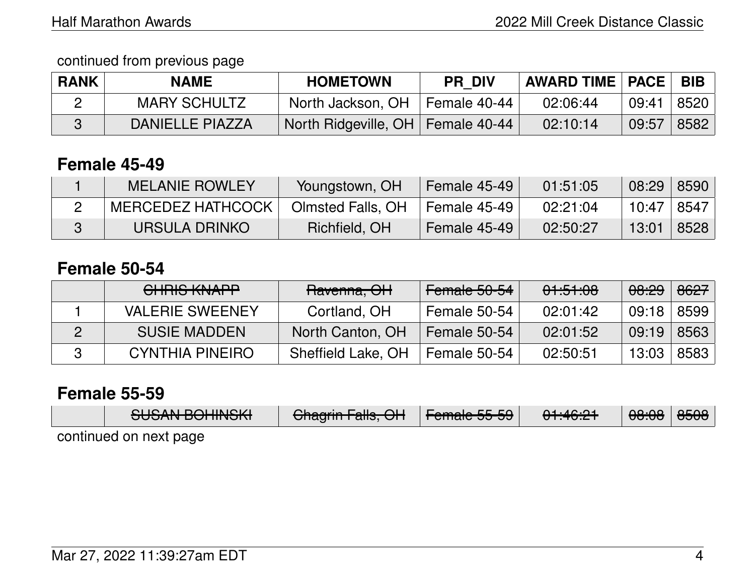continued from previous page

| RANK | NAME | HOMETOWN | PR_DIV | AWARD TIME | PACE | BIB |
|---|---|---|---|---|---|---|
| 2 | MARY SCHULTZ | North Jackson, OH | Female 40-44 | 02:06:44 | 09:41 | 8520 |
| 3 | DANIELLE PIAZZA | North Ridgeville, OH | Female 40-44 | 02:10:14 | 09:57 | 8582 |

## Female 45-49

| RANK | NAME | HOMETOWN | PR_DIV | AWARD TIME | PACE | BIB |
|---|---|---|---|---|---|---|
| 1 | MELANIE ROWLEY | Youngstown, OH | Female 45-49 | 01:51:05 | 08:29 | 8590 |
| 2 | MERCEDEZ HATHCOCK | Olmsted Falls, OH | Female 45-49 | 02:21:04 | 10:47 | 8547 |
| 3 | URSULA DRINKO | Richfield, OH | Female 45-49 | 02:50:27 | 13:01 | 8528 |

## Female 50-54

| RANK | NAME | HOMETOWN | PR_DIV | AWARD TIME | PACE | BIB |
|---|---|---|---|---|---|---|
| | ~~CHRIS KNAPP~~ | ~~Ravenna, OH~~ | ~~Female 50-54~~ | ~~01:51:08~~ | ~~08:29~~ | ~~8627~~ |
| 1 | VALERIE SWEENEY | Cortland, OH | Female 50-54 | 02:01:42 | 09:18 | 8599 |
| 2 | SUSIE MADDEN | North Canton, OH | Female 50-54 | 02:01:52 | 09:19 | 8563 |
| 3 | CYNTHIA PINEIRO | Sheffield Lake, OH | Female 50-54 | 02:50:51 | 13:03 | 8583 |

## Female 55-59

| RANK | NAME | HOMETOWN | PR_DIV | AWARD TIME | PACE | BIB |
|---|---|---|---|---|---|---|
| | ~~SUSAN BOHINSKI~~ | ~~Chagrin Falls, OH~~ | ~~Female 55-59~~ | ~~01:46:21~~ | ~~08:08~~ | ~~8508~~ |

continued on next page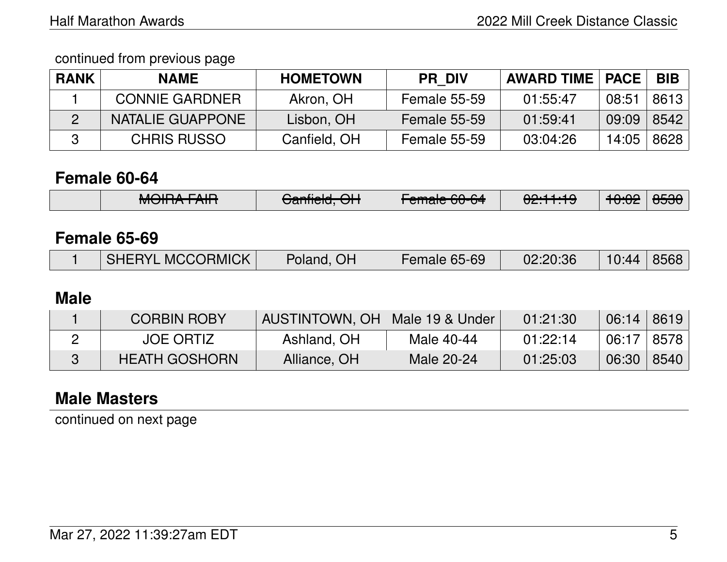continued from previous page

| RANK | NAME | HOMETOWN | PR_DIV | AWARD TIME | PACE | BIB |
|---|---|---|---|---|---|---|
| 1 | CONNIE GARDNER | Akron, OH | Female 55-59 | 01:55:47 | 08:51 | 8613 |
| 2 | NATALIE GUAPPONE | Lisbon, OH | Female 55-59 | 01:59:41 | 09:09 | 8542 |
| 3 | CHRIS RUSSO | Canfield, OH | Female 55-59 | 03:04:26 | 14:05 | 8628 |

## Female 60-64

| RANK | NAME | HOMETOWN | PR_DIV | AWARD TIME | PACE | BIB |
|---|---|---|---|---|---|---|
| | ~~MOIRA FAIR~~ | ~~Canfield, OH~~ | ~~Female 60-64~~ | ~~02:11:19~~ | ~~10:02~~ | ~~8530~~ |

## Female 65-69

| RANK | NAME | HOMETOWN | PR_DIV | AWARD TIME | PACE | BIB |
|---|---|---|---|---|---|---|
| 1 | SHERYL MCCORMICK | Poland, OH | Female 65-69 | 02:20:36 | 10:44 | 8568 |

## Male

| RANK | NAME | HOMETOWN | PR_DIV | AWARD TIME | PACE | BIB |
|---|---|---|---|---|---|---|
| 1 | CORBIN ROBY | AUSTINTOWN, OH | Male 19 & Under | 01:21:30 | 06:14 | 8619 |
| 2 | JOE ORTIZ | Ashland, OH | Male 40-44 | 01:22:14 | 06:17 | 8578 |
| 3 | HEATH GOSHORN | Alliance, OH | Male 20-24 | 01:25:03 | 06:30 | 8540 |

## Male Masters

continued on next page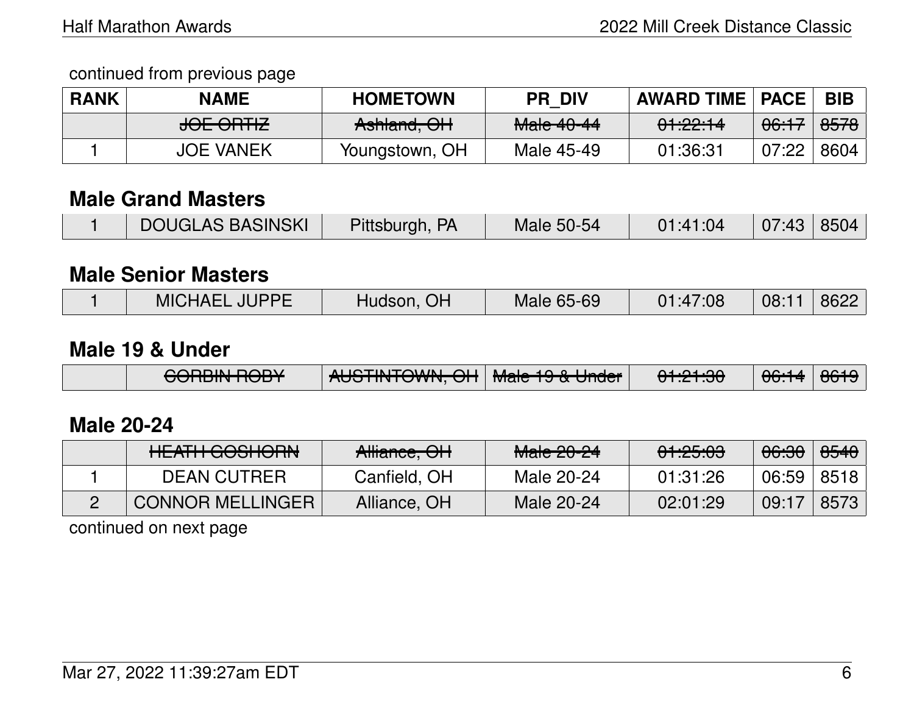continued from previous page

| RANK | NAME | HOMETOWN | PR_DIV | AWARD TIME | PACE | BIB |
|---|---|---|---|---|---|---|
| | ~~JOE ORTIZ~~ | ~~Ashland, OH~~ | ~~Male 40-44~~ | ~~01:22:14~~ | ~~06:17~~ | ~~8578~~ |
| 1 | JOE VANEK | Youngstown, OH | Male 45-49 | 01:36:31 | 07:22 | 8604 |

## Male Grand Masters

| RANK | NAME | HOMETOWN | PR_DIV | AWARD TIME | PACE | BIB |
|---|---|---|---|---|---|---|
| 1 | DOUGLAS BASINSKI | Pittsburgh, PA | Male 50-54 | 01:41:04 | 07:43 | 8504 |

## Male Senior Masters

| RANK | NAME | HOMETOWN | PR_DIV | AWARD TIME | PACE | BIB |
|---|---|---|---|---|---|---|
| 1 | MICHAEL JUPPE | Hudson, OH | Male 65-69 | 01:47:08 | 08:11 | 8622 |

## Male 19 & Under

| RANK | NAME | HOMETOWN | PR_DIV | AWARD TIME | PACE | BIB |
|---|---|---|---|---|---|---|
| | ~~CORBIN ROBY~~ | ~~AUSTINTOWN, OH~~ | ~~Male 19 & Under~~ | ~~01:21:30~~ | ~~06:14~~ | ~~8619~~ |

## Male 20-24

| RANK | NAME | HOMETOWN | PR_DIV | AWARD TIME | PACE | BIB |
|---|---|---|---|---|---|---|
| | ~~HEATH GOSHORN~~ | ~~Alliance, OH~~ | ~~Male 20-24~~ | ~~01:25:03~~ | ~~06:30~~ | ~~8540~~ |
| 1 | DEAN CUTRER | Canfield, OH | Male 20-24 | 01:31:26 | 06:59 | 8518 |
| 2 | CONNOR MELLINGER | Alliance, OH | Male 20-24 | 02:01:29 | 09:17 | 8573 |

continued on next page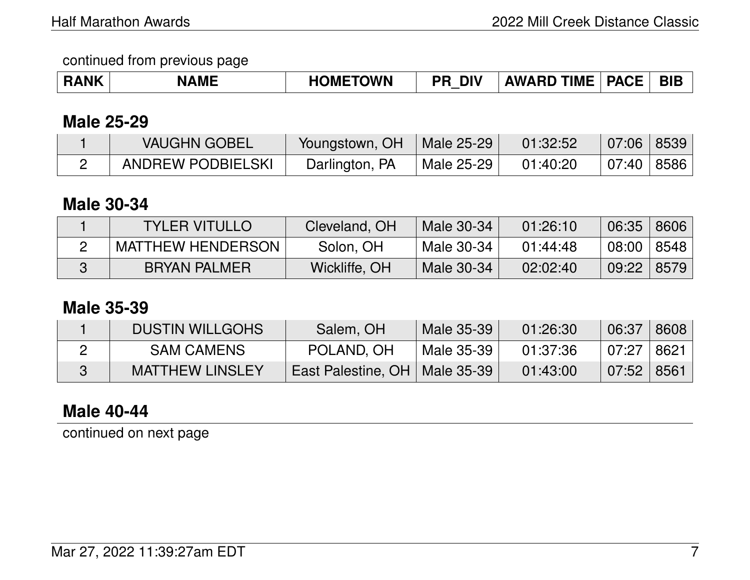continued from previous page

| RANK | NAME | HOMETOWN | PR_DIV | AWARD TIME | PACE | BIB |
|---|---|---|---|---|---|---|

## Male 25-29

| RANK | NAME | HOMETOWN | PR_DIV | AWARD TIME | PACE | BIB |
|---|---|---|---|---|---|---|
| 1 | VAUGHN GOBEL | Youngstown, OH | Male 25-29 | 01:32:52 | 07:06 | 8539 |
| 2 | ANDREW PODBIELSKI | Darlington, PA | Male 25-29 | 01:40:20 | 07:40 | 8586 |

## Male 30-34

| RANK | NAME | HOMETOWN | PR_DIV | AWARD TIME | PACE | BIB |
|---|---|---|---|---|---|---|
| 1 | TYLER VITULLO | Cleveland, OH | Male 30-34 | 01:26:10 | 06:35 | 8606 |
| 2 | MATTHEW HENDERSON | Solon, OH | Male 30-34 | 01:44:48 | 08:00 | 8548 |
| 3 | BRYAN PALMER | Wickliffe, OH | Male 30-34 | 02:02:40 | 09:22 | 8579 |

## Male 35-39

| RANK | NAME | HOMETOWN | PR_DIV | AWARD TIME | PACE | BIB |
|---|---|---|---|---|---|---|
| 1 | DUSTIN WILLGOHS | Salem, OH | Male 35-39 | 01:26:30 | 06:37 | 8608 |
| 2 | SAM CAMENS | POLAND, OH | Male 35-39 | 01:37:36 | 07:27 | 8621 |
| 3 | MATTHEW LINSLEY | East Palestine, OH | Male 35-39 | 01:43:00 | 07:52 | 8561 |

## Male 40-44

continued on next page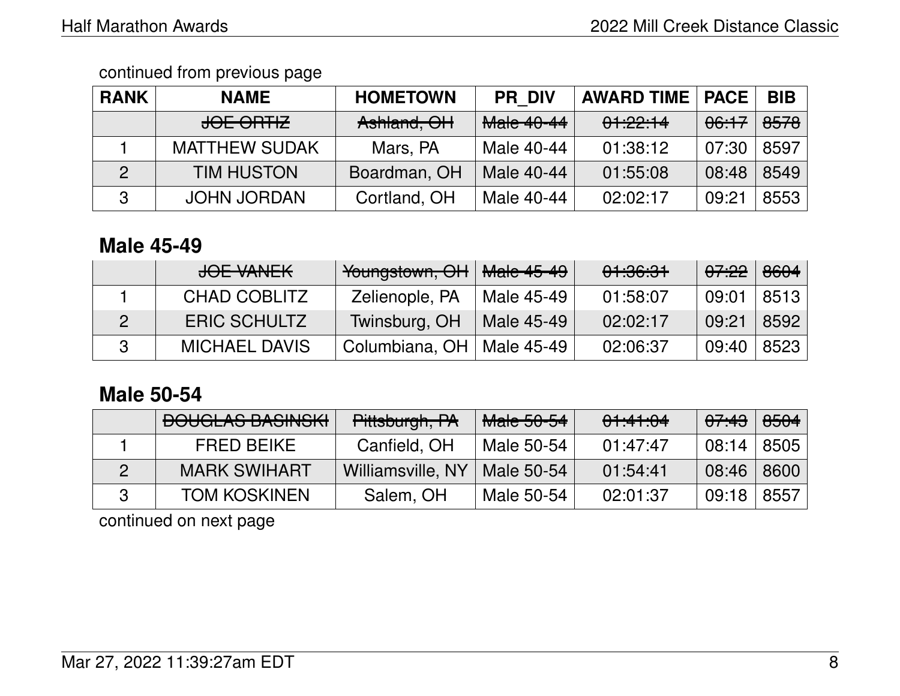continued from previous page

| RANK | NAME | HOMETOWN | PR_DIV | AWARD TIME | PACE | BIB |
|---|---|---|---|---|---|---|
| | ~~JOE ORTIZ~~ | ~~Ashland, OH~~ | ~~Male 40-44~~ | ~~01:22:14~~ | ~~06:17~~ | ~~8578~~ |
| 1 | MATTHEW SUDAK | Mars, PA | Male 40-44 | 01:38:12 | 07:30 | 8597 |
| 2 | TIM HUSTON | Boardman, OH | Male 40-44 | 01:55:08 | 08:48 | 8549 |
| 3 | JOHN JORDAN | Cortland, OH | Male 40-44 | 02:02:17 | 09:21 | 8553 |

## Male 45-49

| RANK | NAME | HOMETOWN | PR_DIV | AWARD TIME | PACE | BIB |
|---|---|---|---|---|---|---|
| | ~~JOE VANEK~~ | ~~Youngstown, OH~~ | ~~Male 45-49~~ | ~~01:36:31~~ | ~~07:22~~ | ~~8604~~ |
| 1 | CHAD COBLITZ | Zelienople, PA | Male 45-49 | 01:58:07 | 09:01 | 8513 |
| 2 | ERIC SCHULTZ | Twinsburg, OH | Male 45-49 | 02:02:17 | 09:21 | 8592 |
| 3 | MICHAEL DAVIS | Columbiana, OH | Male 45-49 | 02:06:37 | 09:40 | 8523 |

## Male 50-54

| RANK | NAME | HOMETOWN | PR_DIV | AWARD TIME | PACE | BIB |
|---|---|---|---|---|---|---|
| | ~~DOUGLAS BASINSKI~~ | ~~Pittsburgh, PA~~ | ~~Male 50-54~~ | ~~01:41:04~~ | ~~07:43~~ | ~~8504~~ |
| 1 | FRED BEIKE | Canfield, OH | Male 50-54 | 01:47:47 | 08:14 | 8505 |
| 2 | MARK SWIHART | Williamsville, NY | Male 50-54 | 01:54:41 | 08:46 | 8600 |
| 3 | TOM KOSKINEN | Salem, OH | Male 50-54 | 02:01:37 | 09:18 | 8557 |

continued on next page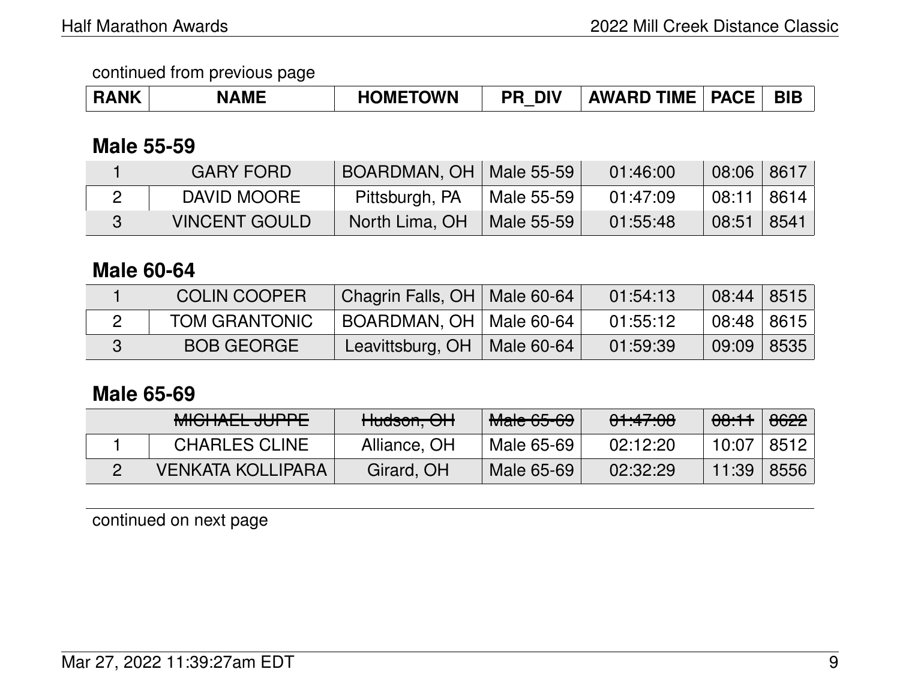continued from previous page

| RANK | NAME | HOMETOWN | PR_DIV | AWARD TIME | PACE | BIB |
|---|---|---|---|---|---|---|

## Male 55-59

| RANK | NAME | HOMETOWN | PR_DIV | AWARD TIME | PACE | BIB |
|---|---|---|---|---|---|---|
| 1 | GARY FORD | BOARDMAN, OH | Male 55-59 | 01:46:00 | 08:06 | 8617 |
| 2 | DAVID MOORE | Pittsburgh, PA | Male 55-59 | 01:47:09 | 08:11 | 8614 |
| 3 | VINCENT GOULD | North Lima, OH | Male 55-59 | 01:55:48 | 08:51 | 8541 |

## Male 60-64

| RANK | NAME | HOMETOWN | PR_DIV | AWARD TIME | PACE | BIB |
|---|---|---|---|---|---|---|
| 1 | COLIN COOPER | Chagrin Falls, OH | Male 60-64 | 01:54:13 | 08:44 | 8515 |
| 2 | TOM GRANTONIC | BOARDMAN, OH | Male 60-64 | 01:55:12 | 08:48 | 8615 |
| 3 | BOB GEORGE | Leavittsburg, OH | Male 60-64 | 01:59:39 | 09:09 | 8535 |

## Male 65-69

| RANK | NAME | HOMETOWN | PR_DIV | AWARD TIME | PACE | BIB |
|---|---|---|---|---|---|---|
| | ~~MICHAEL JUPPE~~ | ~~Hudson, OH~~ | ~~Male 65-69~~ | ~~01:47:08~~ | ~~08:11~~ | ~~8622~~ |
| 1 | CHARLES CLINE | Alliance, OH | Male 65-69 | 02:12:20 | 10:07 | 8512 |
| 2 | VENKATA KOLLIPARA | Girard, OH | Male 65-69 | 02:32:29 | 11:39 | 8556 |

continued on next page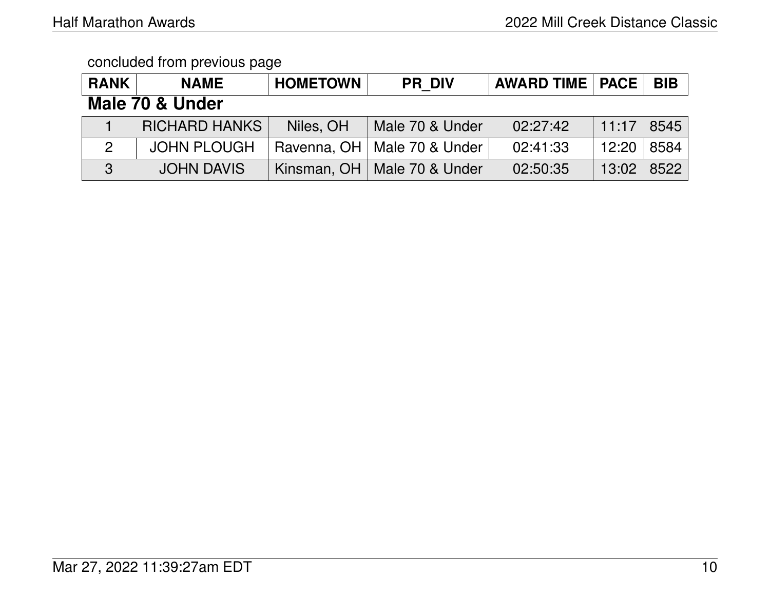concluded from previous page

| RANK | NAME | HOMETOWN | PR_DIV | AWARD TIME | PACE | BIB |
|---|---|---|---|---|---|---|
| **Male 70 & Under** | | | | | | |
| 1 | RICHARD HANKS | Niles, OH | Male 70 & Under | 02:27:42 | 11:17 | 8545 |
| 2 | JOHN PLOUGH | Ravenna, OH | Male 70 & Under | 02:41:33 | 12:20 | 8584 |
| 3 | JOHN DAVIS | Kinsman, OH | Male 70 & Under | 02:50:35 | 13:02 | 8522 |